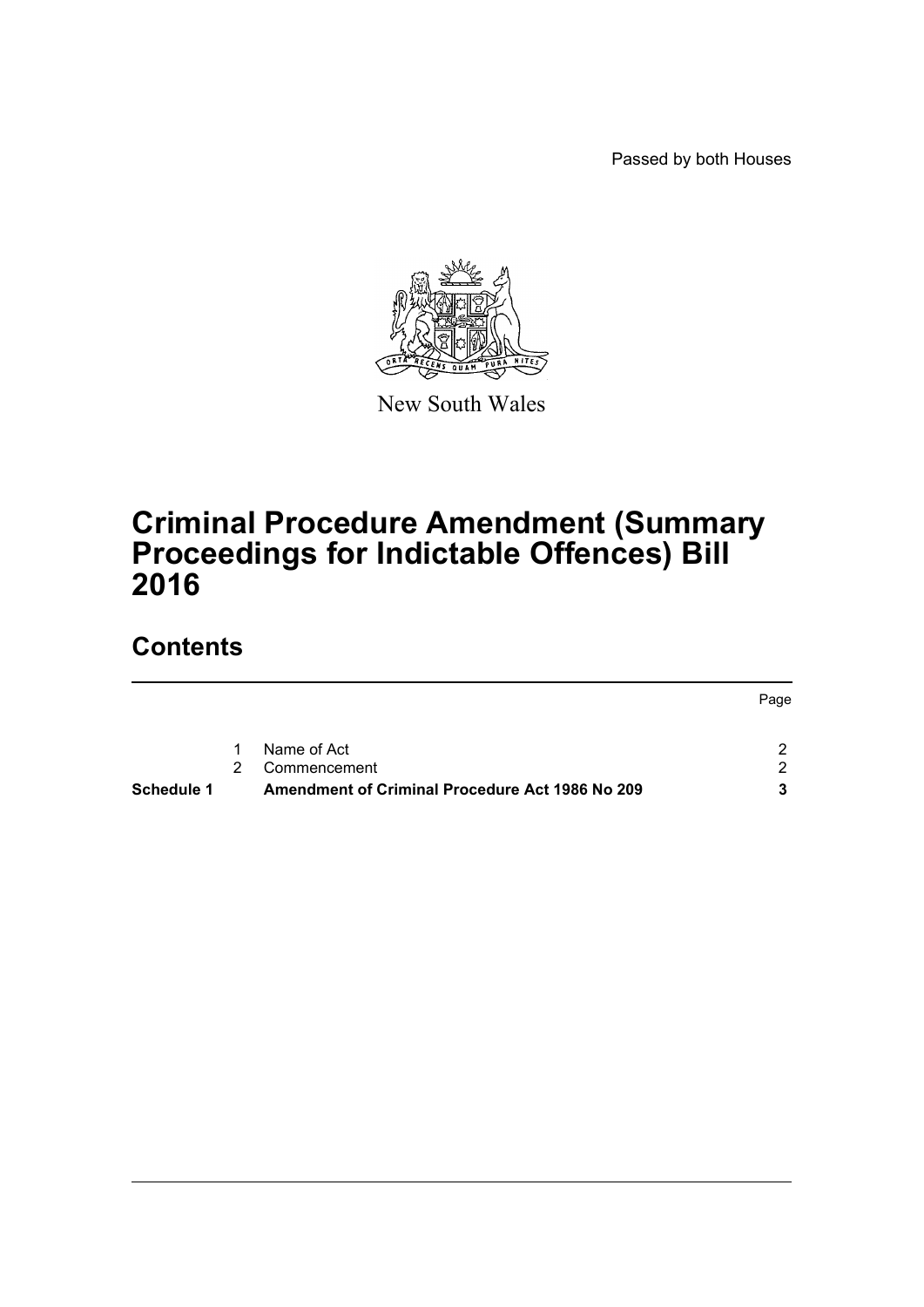Passed by both Houses

New South Wales

# Criminal Procedure Amendment (Summary Proceedings for Indictable Offences) Bill 2016

## Contents

| | | | Page |
|---|---|---|---|
| | 1 | Name of Act | 2 |
| | 2 | Commencement | 2 |
| **Schedule 1** | | **Amendment of Criminal Procedure Act 1986 No 209** | **3** |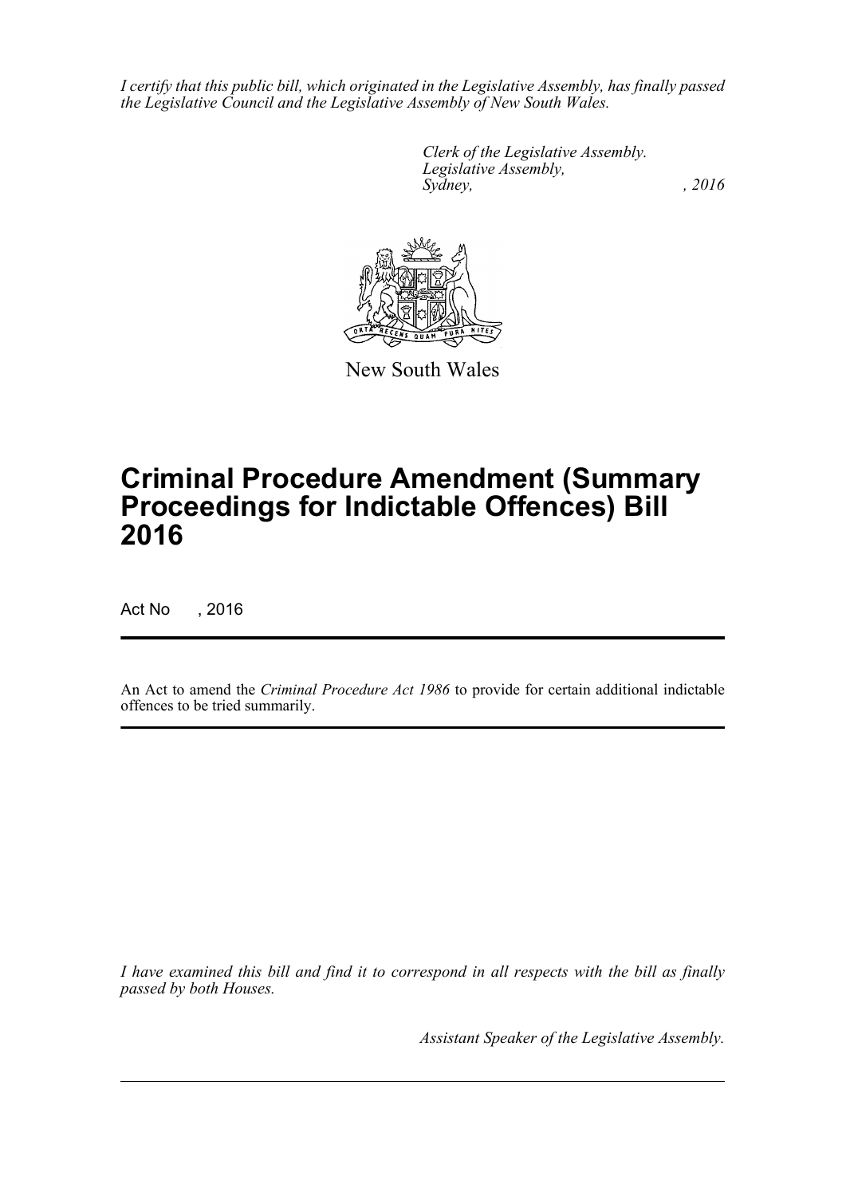*I certify that this public bill, which originated in the Legislative Assembly, has finally passed the Legislative Council and the Legislative Assembly of New South Wales.*

*Clerk of the Legislative Assembly.*
*Legislative Assembly,*
*Sydney, , 2016*

New South Wales

# Criminal Procedure Amendment (Summary Proceedings for Indictable Offences) Bill 2016

Act No , 2016

An Act to amend the *Criminal Procedure Act 1986* to provide for certain additional indictable offences to be tried summarily.

*I have examined this bill and find it to correspond in all respects with the bill as finally passed by both Houses.*

*Assistant Speaker of the Legislative Assembly.*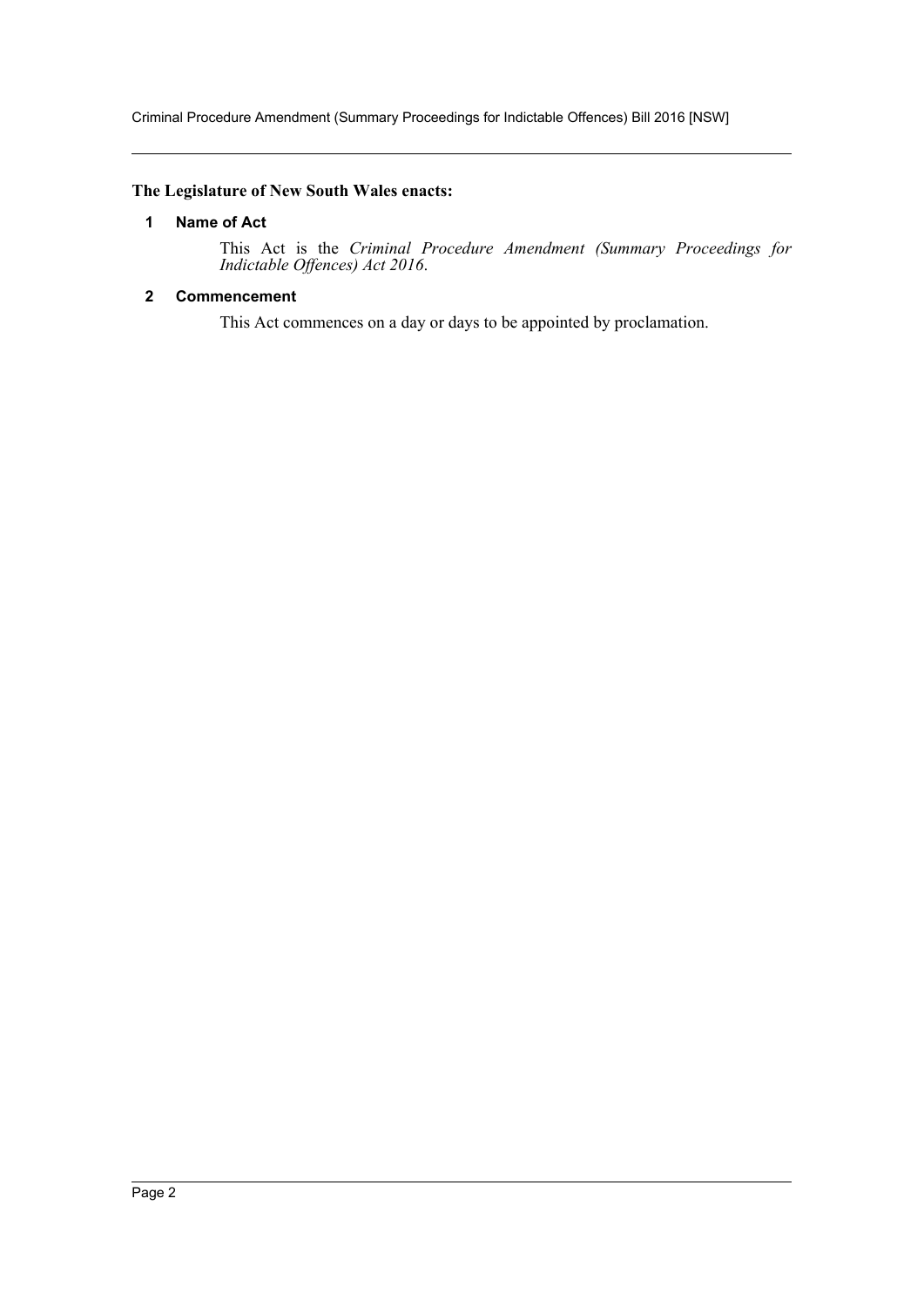**The Legislature of New South Wales enacts:**

## 1 Name of Act

This Act is the *Criminal Procedure Amendment (Summary Proceedings for Indictable Offences) Act 2016*.

## 2 Commencement

This Act commences on a day or days to be appointed by proclamation.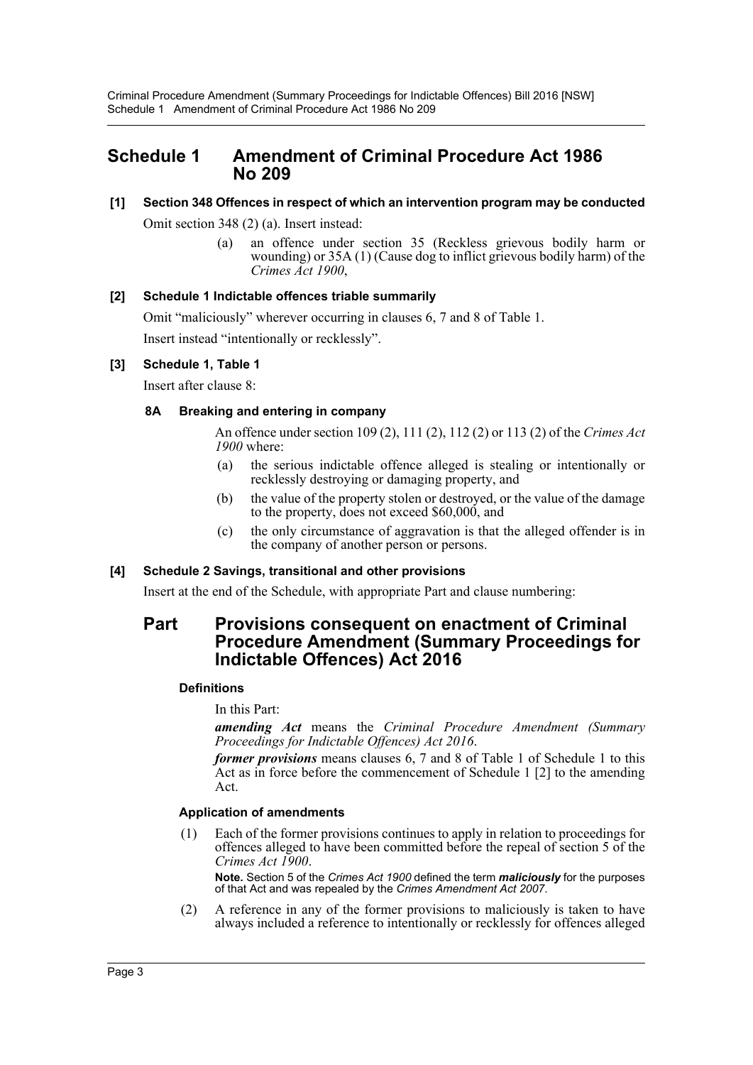# Schedule 1 Amendment of Criminal Procedure Act 1986 No 209

### [1] Section 348 Offences in respect of which an intervention program may be conducted

Omit section 348 (2) (a). Insert instead:

> (a) an offence under section 35 (Reckless grievous bodily harm or wounding) or 35A (1) (Cause dog to inflict grievous bodily harm) of the *Crimes Act 1900*,

### [2] Schedule 1 Indictable offences triable summarily

Omit "maliciously" wherever occurring in clauses 6, 7 and 8 of Table 1.

Insert instead "intentionally or recklessly".

### [3] Schedule 1, Table 1

Insert after clause 8:

#### 8A Breaking and entering in company

An offence under section 109 (2), 111 (2), 112 (2) or 113 (2) of the *Crimes Act 1900* where:

(a) the serious indictable offence alleged is stealing or intentionally or recklessly destroying or damaging property, and

(b) the value of the property stolen or destroyed, or the value of the damage to the property, does not exceed $60,000, and

(c) the only circumstance of aggravation is that the alleged offender is in the company of another person or persons.

### [4] Schedule 2 Savings, transitional and other provisions

Insert at the end of the Schedule, with appropriate Part and clause numbering:

## Part Provisions consequent on enactment of Criminal Procedure Amendment (Summary Proceedings for Indictable Offences) Act 2016

#### Definitions

In this Part:

***amending Act*** means the *Criminal Procedure Amendment (Summary Proceedings for Indictable Offences) Act 2016*.

***former provisions*** means clauses 6, 7 and 8 of Table 1 of Schedule 1 to this Act as in force before the commencement of Schedule 1 [2] to the amending Act.

#### Application of amendments

(1) Each of the former provisions continues to apply in relation to proceedings for offences alleged to have been committed before the repeal of section 5 of the *Crimes Act 1900*.

**Note.** Section 5 of the *Crimes Act 1900* defined the term ***maliciously*** for the purposes of that Act and was repealed by the *Crimes Amendment Act 2007*.

(2) A reference in any of the former provisions to maliciously is taken to have always included a reference to intentionally or recklessly for offences alleged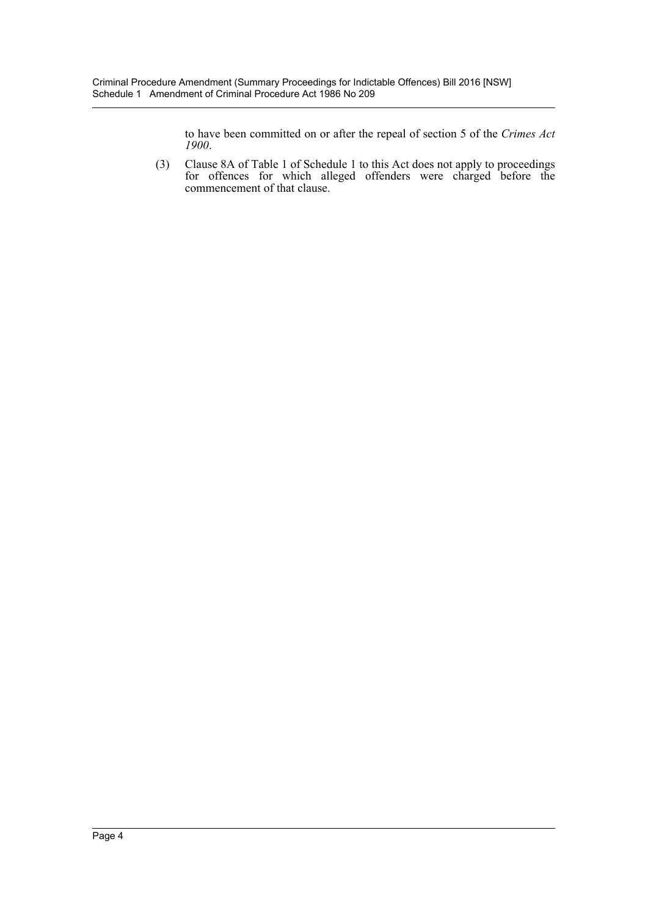to have been committed on or after the repeal of section 5 of the *Crimes Act 1900*.

(3) Clause 8A of Table 1 of Schedule 1 to this Act does not apply to proceedings for offences for which alleged offenders were charged before the commencement of that clause.